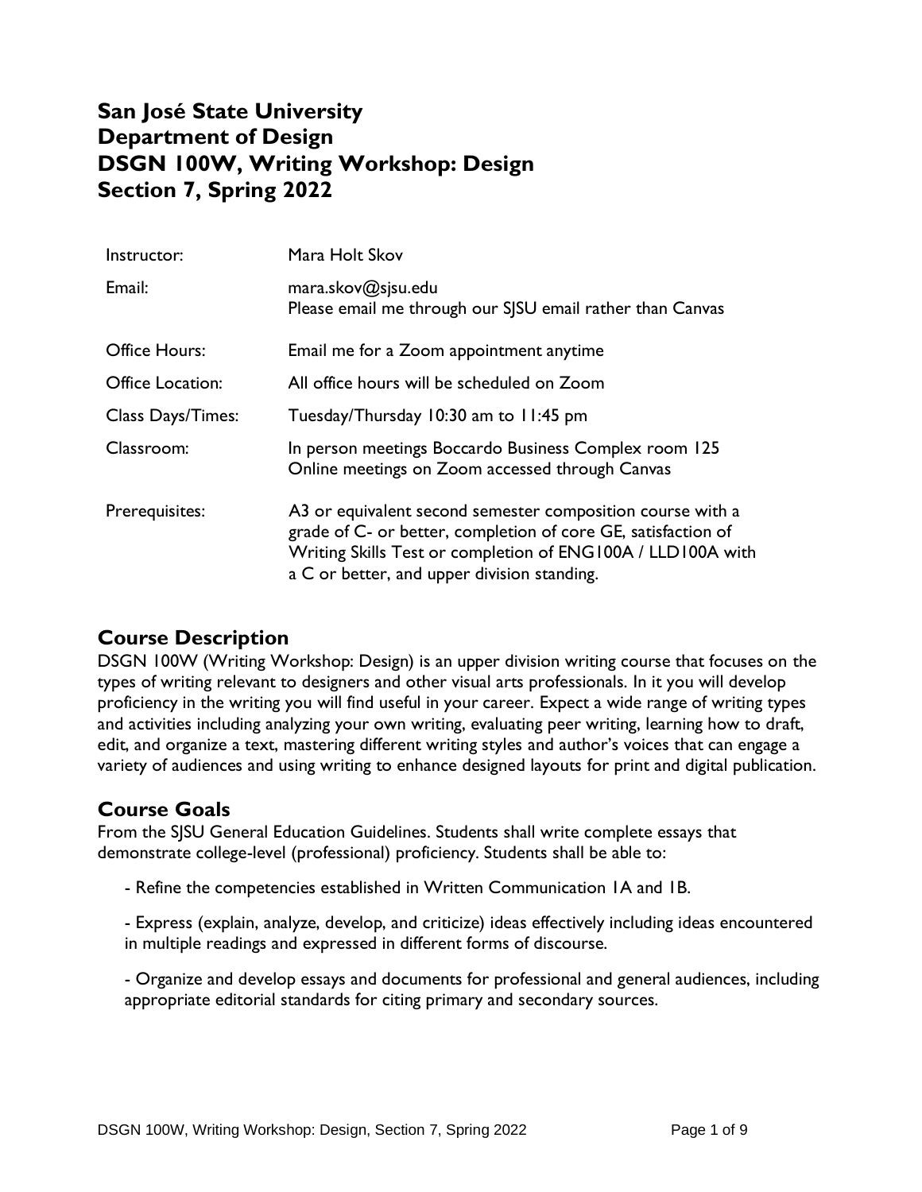# San José State University
# Department of Design
# DSGN 100W, Writing Workshop: Design
# Section 7, Spring 2022

| | |
|---|---|
| Instructor: | Mara Holt Skov |
| Email: | mara.skov@sjsu.edu<br>Please email me through our SJSU email rather than Canvas |
| Office Hours: | Email me for a Zoom appointment anytime |
| Office Location: | All office hours will be scheduled on Zoom |
| Class Days/Times: | Tuesday/Thursday 10:30 am to 11:45 pm |
| Classroom: | In person meetings Boccardo Business Complex room 125<br>Online meetings on Zoom accessed through Canvas |
| Prerequisites: | A3 or equivalent second semester composition course with a grade of C- or better, completion of core GE, satisfaction of Writing Skills Test or completion of ENG100A / LLD100A with a C or better, and upper division standing. |

## Course Description

DSGN 100W (Writing Workshop: Design) is an upper division writing course that focuses on the types of writing relevant to designers and other visual arts professionals. In it you will develop proficiency in the writing you will find useful in your career. Expect a wide range of writing types and activities including analyzing your own writing, evaluating peer writing, learning how to draft, edit, and organize a text, mastering different writing styles and author's voices that can engage a variety of audiences and using writing to enhance designed layouts for print and digital publication.

## Course Goals

From the SJSU General Education Guidelines. Students shall write complete essays that demonstrate college-level (professional) proficiency. Students shall be able to:

- Refine the competencies established in Written Communication 1A and 1B.
- Express (explain, analyze, develop, and criticize) ideas effectively including ideas encountered in multiple readings and expressed in different forms of discourse.
- Organize and develop essays and documents for professional and general audiences, including appropriate editorial standards for citing primary and secondary sources.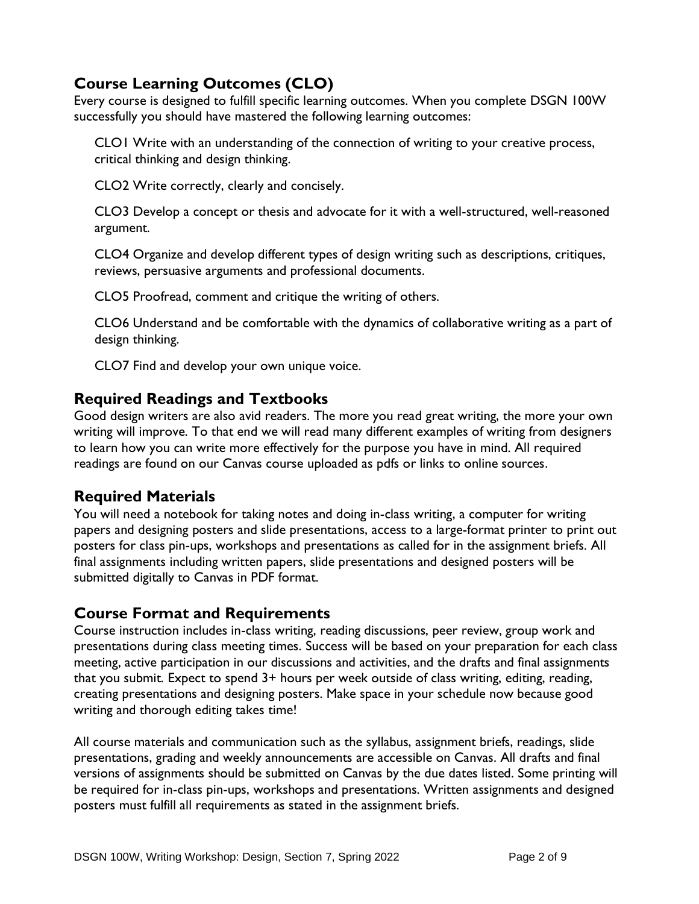## Course Learning Outcomes (CLO)

Every course is designed to fulfill specific learning outcomes. When you complete DSGN 100W successfully you should have mastered the following learning outcomes:

CLO1 Write with an understanding of the connection of writing to your creative process, critical thinking and design thinking.

CLO2 Write correctly, clearly and concisely.

CLO3 Develop a concept or thesis and advocate for it with a well-structured, well-reasoned argument.

CLO4 Organize and develop different types of design writing such as descriptions, critiques, reviews, persuasive arguments and professional documents.

CLO5 Proofread, comment and critique the writing of others.

CLO6 Understand and be comfortable with the dynamics of collaborative writing as a part of design thinking.

CLO7 Find and develop your own unique voice.

## Required Readings and Textbooks

Good design writers are also avid readers. The more you read great writing, the more your own writing will improve. To that end we will read many different examples of writing from designers to learn how you can write more effectively for the purpose you have in mind. All required readings are found on our Canvas course uploaded as pdfs or links to online sources.

## Required Materials

You will need a notebook for taking notes and doing in-class writing, a computer for writing papers and designing posters and slide presentations, access to a large-format printer to print out posters for class pin-ups, workshops and presentations as called for in the assignment briefs. All final assignments including written papers, slide presentations and designed posters will be submitted digitally to Canvas in PDF format.

## Course Format and Requirements

Course instruction includes in-class writing, reading discussions, peer review, group work and presentations during class meeting times. Success will be based on your preparation for each class meeting, active participation in our discussions and activities, and the drafts and final assignments that you submit. Expect to spend 3+ hours per week outside of class writing, editing, reading, creating presentations and designing posters. Make space in your schedule now because good writing and thorough editing takes time!

All course materials and communication such as the syllabus, assignment briefs, readings, slide presentations, grading and weekly announcements are accessible on Canvas. All drafts and final versions of assignments should be submitted on Canvas by the due dates listed. Some printing will be required for in-class pin-ups, workshops and presentations. Written assignments and designed posters must fulfill all requirements as stated in the assignment briefs.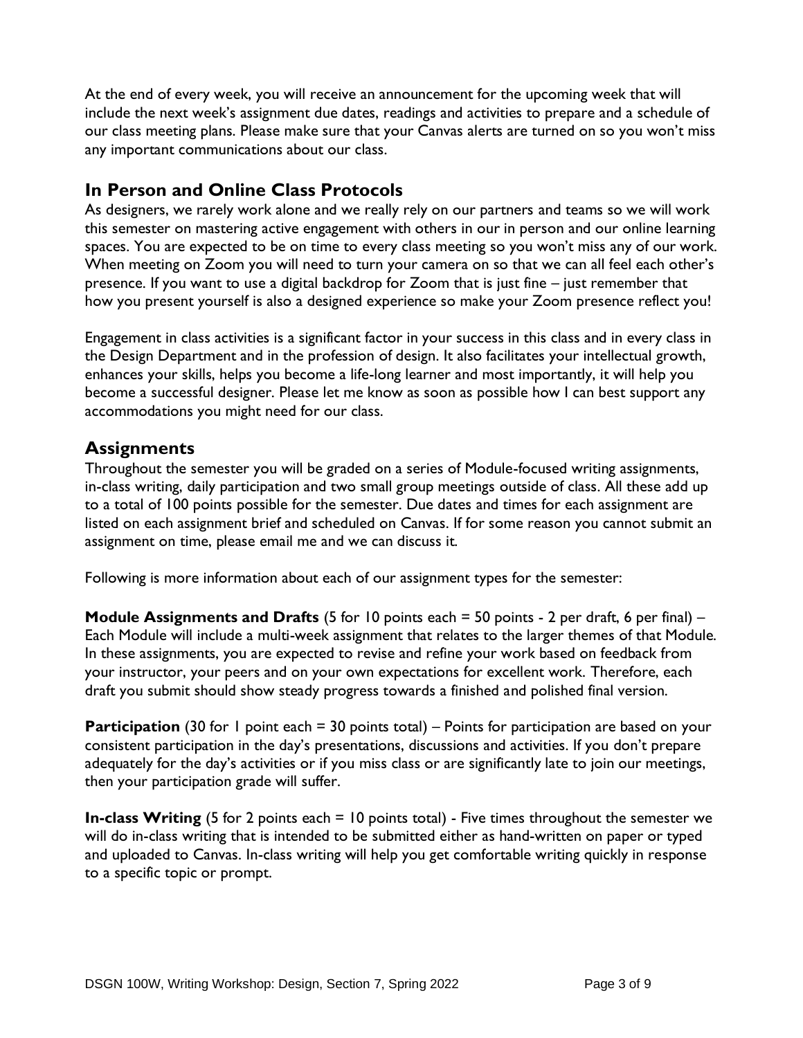At the end of every week, you will receive an announcement for the upcoming week that will include the next week's assignment due dates, readings and activities to prepare and a schedule of our class meeting plans. Please make sure that your Canvas alerts are turned on so you won't miss any important communications about our class.

## In Person and Online Class Protocols

As designers, we rarely work alone and we really rely on our partners and teams so we will work this semester on mastering active engagement with others in our in person and our online learning spaces. You are expected to be on time to every class meeting so you won't miss any of our work. When meeting on Zoom you will need to turn your camera on so that we can all feel each other's presence. If you want to use a digital backdrop for Zoom that is just fine – just remember that how you present yourself is also a designed experience so make your Zoom presence reflect you!

Engagement in class activities is a significant factor in your success in this class and in every class in the Design Department and in the profession of design. It also facilitates your intellectual growth, enhances your skills, helps you become a life-long learner and most importantly, it will help you become a successful designer. Please let me know as soon as possible how I can best support any accommodations you might need for our class.

## Assignments

Throughout the semester you will be graded on a series of Module-focused writing assignments, in-class writing, daily participation and two small group meetings outside of class. All these add up to a total of 100 points possible for the semester. Due dates and times for each assignment are listed on each assignment brief and scheduled on Canvas. If for some reason you cannot submit an assignment on time, please email me and we can discuss it.

Following is more information about each of our assignment types for the semester:

**Module Assignments and Drafts** (5 for 10 points each = 50 points - 2 per draft, 6 per final) – Each Module will include a multi-week assignment that relates to the larger themes of that Module. In these assignments, you are expected to revise and refine your work based on feedback from your instructor, your peers and on your own expectations for excellent work. Therefore, each draft you submit should show steady progress towards a finished and polished final version.

**Participation** (30 for 1 point each = 30 points total) – Points for participation are based on your consistent participation in the day's presentations, discussions and activities. If you don't prepare adequately for the day's activities or if you miss class or are significantly late to join our meetings, then your participation grade will suffer.

**In-class Writing** (5 for 2 points each = 10 points total) - Five times throughout the semester we will do in-class writing that is intended to be submitted either as hand-written on paper or typed and uploaded to Canvas. In-class writing will help you get comfortable writing quickly in response to a specific topic or prompt.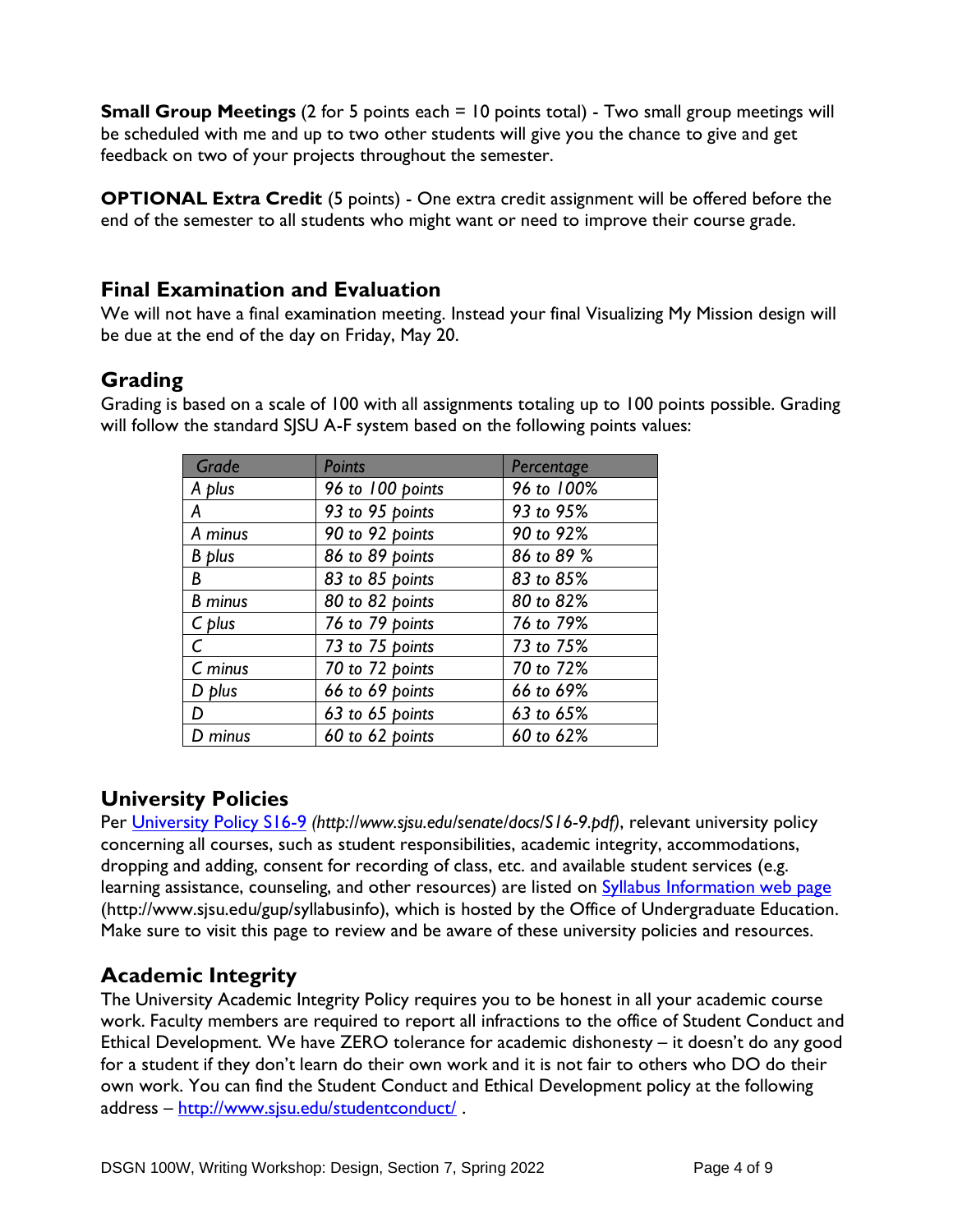**Small Group Meetings** (2 for 5 points each = 10 points total) - Two small group meetings will be scheduled with me and up to two other students will give you the chance to give and get feedback on two of your projects throughout the semester.

**OPTIONAL Extra Credit** (5 points) - One extra credit assignment will be offered before the end of the semester to all students who might want or need to improve their course grade.

## Final Examination and Evaluation

We will not have a final examination meeting. Instead your final Visualizing My Mission design will be due at the end of the day on Friday, May 20.

## Grading

Grading is based on a scale of 100 with all assignments totaling up to 100 points possible. Grading will follow the standard SJSU A-F system based on the following points values:

| *Grade* | *Points* | *Percentage* |
|---|---|---|
| *A plus* | *96 to 100 points* | *96 to 100%* |
| *A* | *93 to 95 points* | *93 to 95%* |
| *A minus* | *90 to 92 points* | *90 to 92%* |
| *B plus* | *86 to 89 points* | *86 to 89 %* |
| *B* | *83 to 85 points* | *83 to 85%* |
| *B minus* | *80 to 82 points* | *80 to 82%* |
| *C plus* | *76 to 79 points* | *76 to 79%* |
| *C* | *73 to 75 points* | *73 to 75%* |
| *C minus* | *70 to 72 points* | *70 to 72%* |
| *D plus* | *66 to 69 points* | *66 to 69%* |
| *D* | *63 to 65 points* | *63 to 65%* |
| *D minus* | *60 to 62 points* | *60 to 62%* |

## University Policies

Per [University Policy S16-9](http://www.sjsu.edu/senate/docs/S16-9.pdf) *(http://www.sjsu.edu/senate/docs/S16-9.pdf)*, relevant university policy concerning all courses, such as student responsibilities, academic integrity, accommodations, dropping and adding, consent for recording of class, etc. and available student services (e.g. learning assistance, counseling, and other resources) are listed on [Syllabus Information web page](http://www.sjsu.edu/gup/syllabusinfo) (http://www.sjsu.edu/gup/syllabusinfo), which is hosted by the Office of Undergraduate Education. Make sure to visit this page to review and be aware of these university policies and resources.

## Academic Integrity

The University Academic Integrity Policy requires you to be honest in all your academic course work. Faculty members are required to report all infractions to the office of Student Conduct and Ethical Development. We have ZERO tolerance for academic dishonesty – it doesn't do any good for a student if they don't learn do their own work and it is not fair to others who DO do their own work. You can find the Student Conduct and Ethical Development policy at the following address – [http://www.sjsu.edu/studentconduct/](http://www.sjsu.edu/studentconduct/) .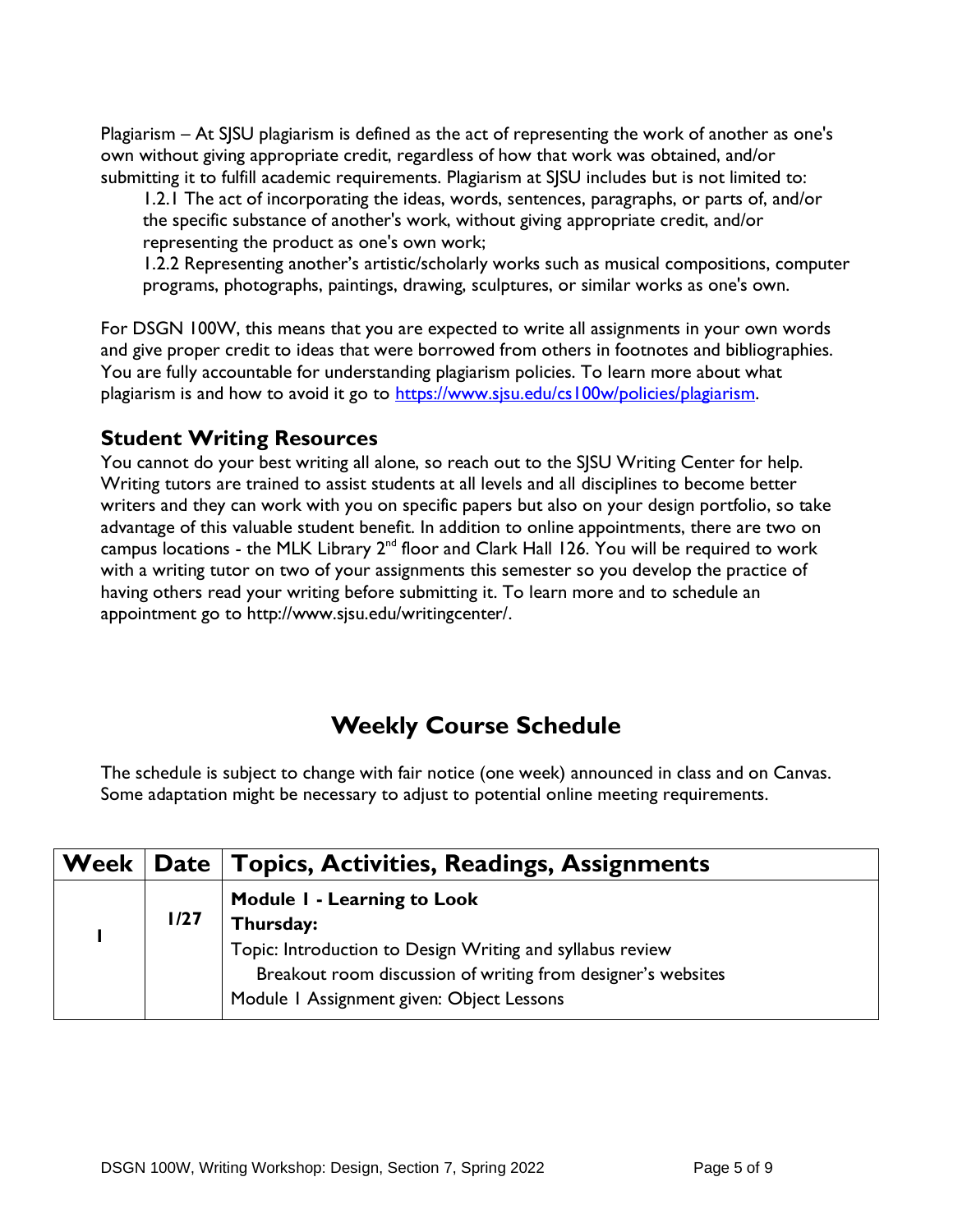Plagiarism – At SJSU plagiarism is defined as the act of representing the work of another as one's own without giving appropriate credit, regardless of how that work was obtained, and/or submitting it to fulfill academic requirements. Plagiarism at SJSU includes but is not limited to:

1.2.1 The act of incorporating the ideas, words, sentences, paragraphs, or parts of, and/or the specific substance of another's work, without giving appropriate credit, and/or representing the product as one's own work;

1.2.2 Representing another's artistic/scholarly works such as musical compositions, computer programs, photographs, paintings, drawing, sculptures, or similar works as one's own.

For DSGN 100W, this means that you are expected to write all assignments in your own words and give proper credit to ideas that were borrowed from others in footnotes and bibliographies. You are fully accountable for understanding plagiarism policies. To learn more about what plagiarism is and how to avoid it go to https://www.sjsu.edu/cs100w/policies/plagiarism.

### Student Writing Resources

You cannot do your best writing all alone, so reach out to the SJSU Writing Center for help. Writing tutors are trained to assist students at all levels and all disciplines to become better writers and they can work with you on specific papers but also on your design portfolio, so take advantage of this valuable student benefit. In addition to online appointments, there are two on campus locations - the MLK Library 2nd floor and Clark Hall 126. You will be required to work with a writing tutor on two of your assignments this semester so you develop the practice of having others read your writing before submitting it. To learn more and to schedule an appointment go to http://www.sjsu.edu/writingcenter/.

## Weekly Course Schedule

The schedule is subject to change with fair notice (one week) announced in class and on Canvas. Some adaptation might be necessary to adjust to potential online meeting requirements.

| Week | Date | Topics, Activities, Readings, Assignments |
|---|---|---|
| 1 | 1/27 | **Module 1 - Learning to Look**<br>**Thursday:**<br>Topic: Introduction to Design Writing and syllabus review<br>Breakout room discussion of writing from designer's websites<br>Module 1 Assignment given: Object Lessons |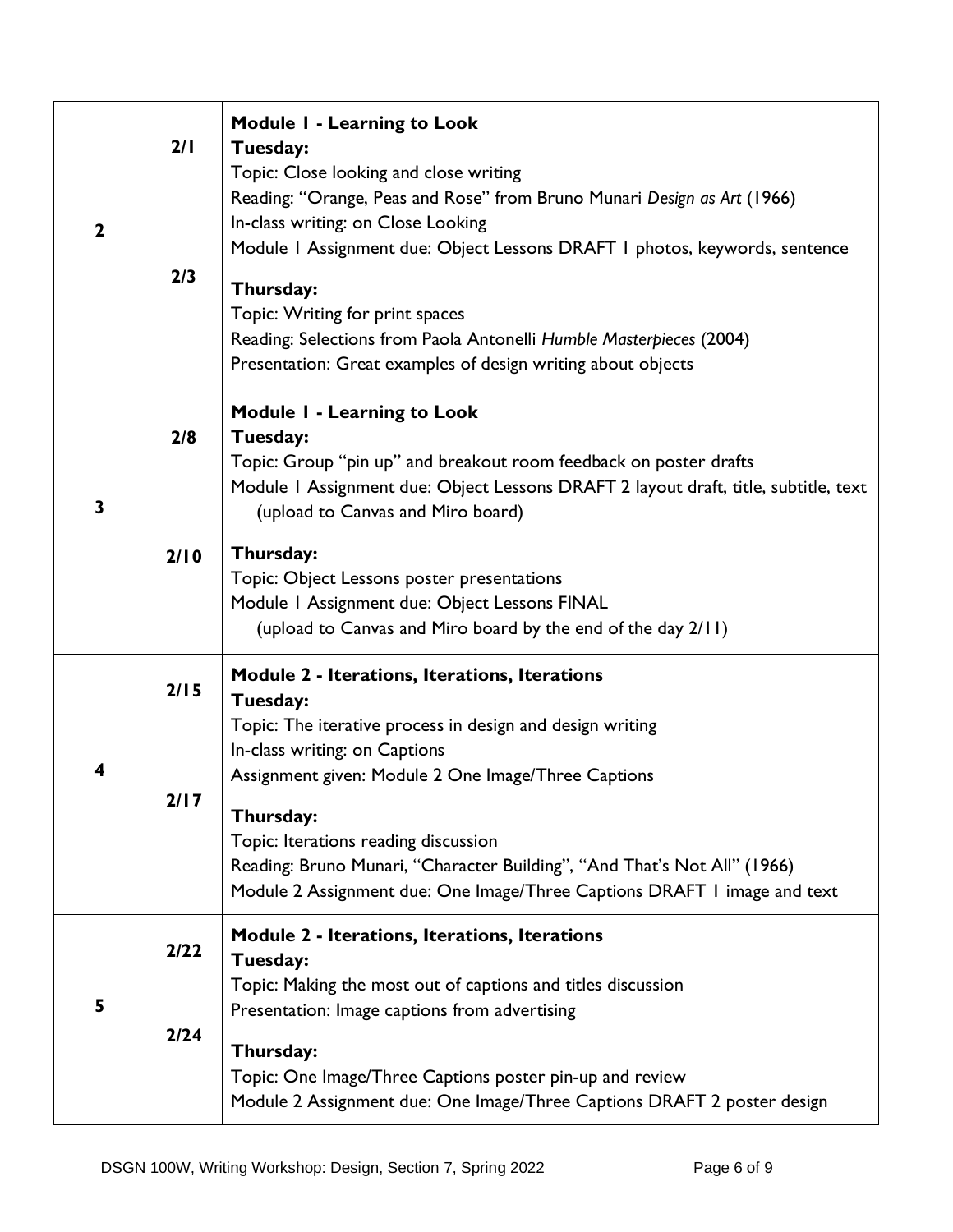| | | |
|---|---|---|
| 2 | 2/1<br><br>2/3 | **Module 1 - Learning to Look**<br>**Tuesday:**<br>Topic: Close looking and close writing<br>Reading: "Orange, Peas and Rose" from Bruno Munari *Design as Art* (1966)<br>In-class writing: on Close Looking<br>Module 1 Assignment due: Object Lessons DRAFT 1 photos, keywords, sentence<br>**Thursday:**<br>Topic: Writing for print spaces<br>Reading: Selections from Paola Antonelli *Humble Masterpieces* (2004)<br>Presentation: Great examples of design writing about objects |
| 3 | 2/8<br><br>2/10 | **Module 1 - Learning to Look**<br>**Tuesday:**<br>Topic: Group "pin up" and breakout room feedback on poster drafts<br>Module 1 Assignment due: Object Lessons DRAFT 2 layout draft, title, subtitle, text (upload to Canvas and Miro board)<br>**Thursday:**<br>Topic: Object Lessons poster presentations<br>Module 1 Assignment due: Object Lessons FINAL (upload to Canvas and Miro board by the end of the day 2/11) |
| 4 | 2/15<br><br>2/17 | **Module 2 - Iterations, Iterations, Iterations**<br>**Tuesday:**<br>Topic: The iterative process in design and design writing<br>In-class writing: on Captions<br>Assignment given: Module 2 One Image/Three Captions<br>**Thursday:**<br>Topic: Iterations reading discussion<br>Reading: Bruno Munari, "Character Building", "And That's Not All" (1966)<br>Module 2 Assignment due: One Image/Three Captions DRAFT 1 image and text |
| 5 | 2/22<br><br>2/24 | **Module 2 - Iterations, Iterations, Iterations**<br>**Tuesday:**<br>Topic: Making the most out of captions and titles discussion<br>Presentation: Image captions from advertising<br>**Thursday:**<br>Topic: One Image/Three Captions poster pin-up and review<br>Module 2 Assignment due: One Image/Three Captions DRAFT 2 poster design |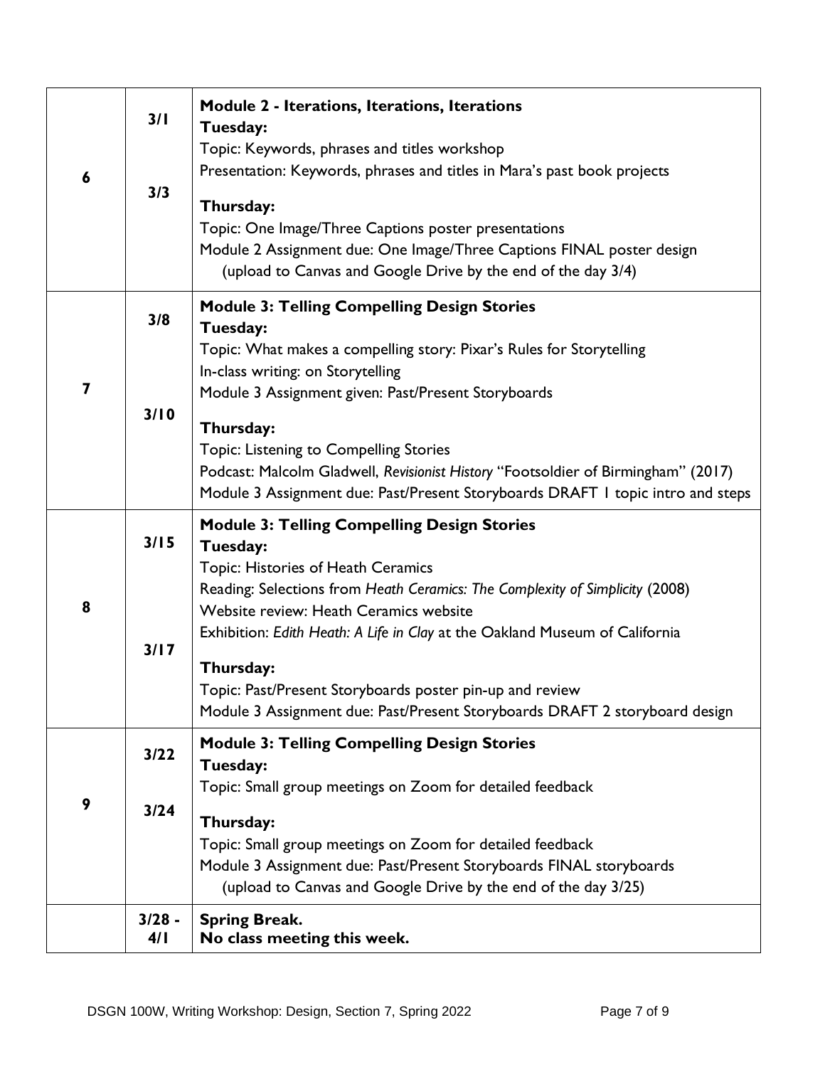| | | |
|---|---|---|
| 6 | 3/1<br><br>3/3 | **Module 2 - Iterations, Iterations, Iterations**<br>**Tuesday:**<br>Topic: Keywords, phrases and titles workshop<br>Presentation: Keywords, phrases and titles in Mara's past book projects<br>**Thursday:**<br>Topic: One Image/Three Captions poster presentations<br>Module 2 Assignment due: One Image/Three Captions FINAL poster design (upload to Canvas and Google Drive by the end of the day 3/4) |
| 7 | 3/8<br><br>3/10 | **Module 3: Telling Compelling Design Stories**<br>**Tuesday:**<br>Topic: What makes a compelling story: Pixar's Rules for Storytelling<br>In-class writing: on Storytelling<br>Module 3 Assignment given: Past/Present Storyboards<br>**Thursday:**<br>Topic: Listening to Compelling Stories<br>Podcast: Malcolm Gladwell, *Revisionist History* "Footsoldier of Birmingham" (2017)<br>Module 3 Assignment due: Past/Present Storyboards DRAFT 1 topic intro and steps |
| 8 | 3/15<br><br>3/17 | **Module 3: Telling Compelling Design Stories**<br>**Tuesday:**<br>Topic: Histories of Heath Ceramics<br>Reading: Selections from *Heath Ceramics: The Complexity of Simplicity* (2008)<br>Website review: Heath Ceramics website<br>Exhibition: *Edith Heath: A Life in Clay* at the Oakland Museum of California<br>**Thursday:**<br>Topic: Past/Present Storyboards poster pin-up and review<br>Module 3 Assignment due: Past/Present Storyboards DRAFT 2 storyboard design |
| 9 | 3/22<br><br>3/24 | **Module 3: Telling Compelling Design Stories**<br>**Tuesday:**<br>Topic: Small group meetings on Zoom for detailed feedback<br>**Thursday:**<br>Topic: Small group meetings on Zoom for detailed feedback<br>Module 3 Assignment due: Past/Present Storyboards FINAL storyboards (upload to Canvas and Google Drive by the end of the day 3/25) |
| | 3/28 - 4/1 | **Spring Break.**<br>**No class meeting this week.** |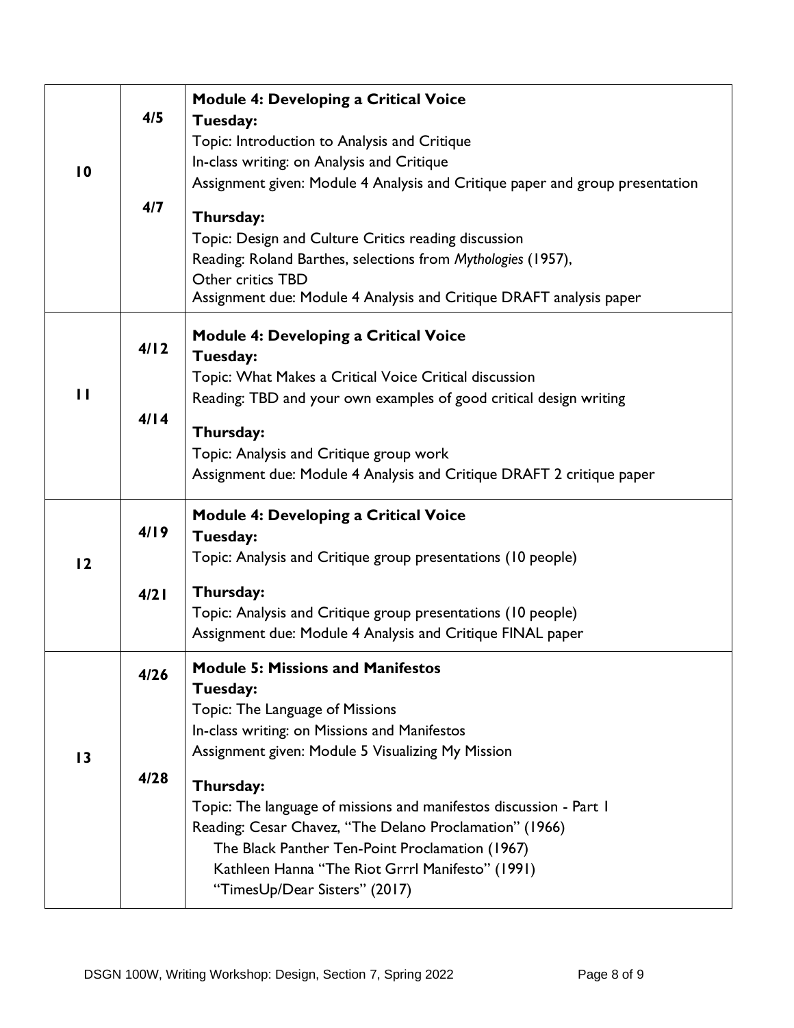| | | |
|---|---|---|
| 10 | 4/5<br><br>4/7 | **Module 4: Developing a Critical Voice**<br>**Tuesday:**<br>Topic: Introduction to Analysis and Critique<br>In-class writing: on Analysis and Critique<br>Assignment given: Module 4 Analysis and Critique paper and group presentation<br>**Thursday:**<br>Topic: Design and Culture Critics reading discussion<br>Reading: Roland Barthes, selections from *Mythologies* (1957),<br>Other critics TBD<br>Assignment due: Module 4 Analysis and Critique DRAFT analysis paper |
| 11 | 4/12<br><br>4/14 | **Module 4: Developing a Critical Voice**<br>**Tuesday:**<br>Topic: What Makes a Critical Voice Critical discussion<br>Reading: TBD and your own examples of good critical design writing<br>**Thursday:**<br>Topic: Analysis and Critique group work<br>Assignment due: Module 4 Analysis and Critique DRAFT 2 critique paper |
| 12 | 4/19<br><br>4/21 | **Module 4: Developing a Critical Voice**<br>**Tuesday:**<br>Topic: Analysis and Critique group presentations (10 people)<br>**Thursday:**<br>Topic: Analysis and Critique group presentations (10 people)<br>Assignment due: Module 4 Analysis and Critique FINAL paper |
| 13 | 4/26<br><br>4/28 | **Module 5: Missions and Manifestos**<br>**Tuesday:**<br>Topic: The Language of Missions<br>In-class writing: on Missions and Manifestos<br>Assignment given: Module 5 Visualizing My Mission<br>**Thursday:**<br>Topic: The language of missions and manifestos discussion - Part 1<br>Reading: Cesar Chavez, "The Delano Proclamation" (1966)<br>The Black Panther Ten-Point Proclamation (1967)<br>Kathleen Hanna "The Riot Grrrl Manifesto" (1991)<br>"TimesUp/Dear Sisters" (2017) |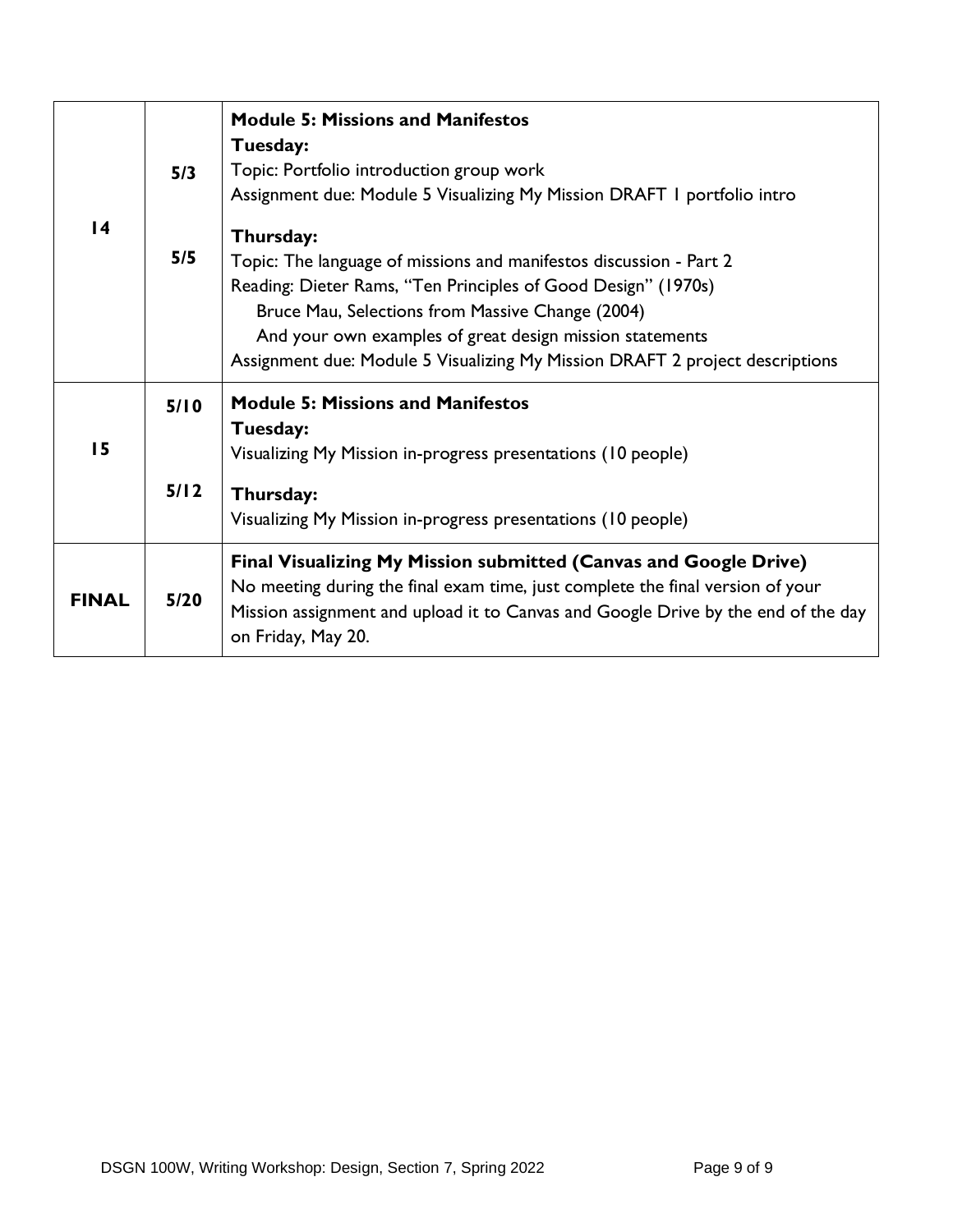| | | |
|---|---|---|
| 14 | 5/3<br><br>5/5 | **Module 5: Missions and Manifestos**<br>**Tuesday:**<br>Topic: Portfolio introduction group work<br>Assignment due: Module 5 Visualizing My Mission DRAFT 1 portfolio intro<br>**Thursday:**<br>Topic: The language of missions and manifestos discussion - Part 2<br>Reading: Dieter Rams, "Ten Principles of Good Design" (1970s)<br>Bruce Mau, Selections from Massive Change (2004)<br>And your own examples of great design mission statements<br>Assignment due: Module 5 Visualizing My Mission DRAFT 2 project descriptions |
| 15 | 5/10<br><br>5/12 | **Module 5: Missions and Manifestos**<br>**Tuesday:**<br>Visualizing My Mission in-progress presentations (10 people)<br>**Thursday:**<br>Visualizing My Mission in-progress presentations (10 people) |
| **FINAL** | **5/20** | **Final Visualizing My Mission submitted (Canvas and Google Drive)**<br>No meeting during the final exam time, just complete the final version of your Mission assignment and upload it to Canvas and Google Drive by the end of the day on Friday, May 20. |